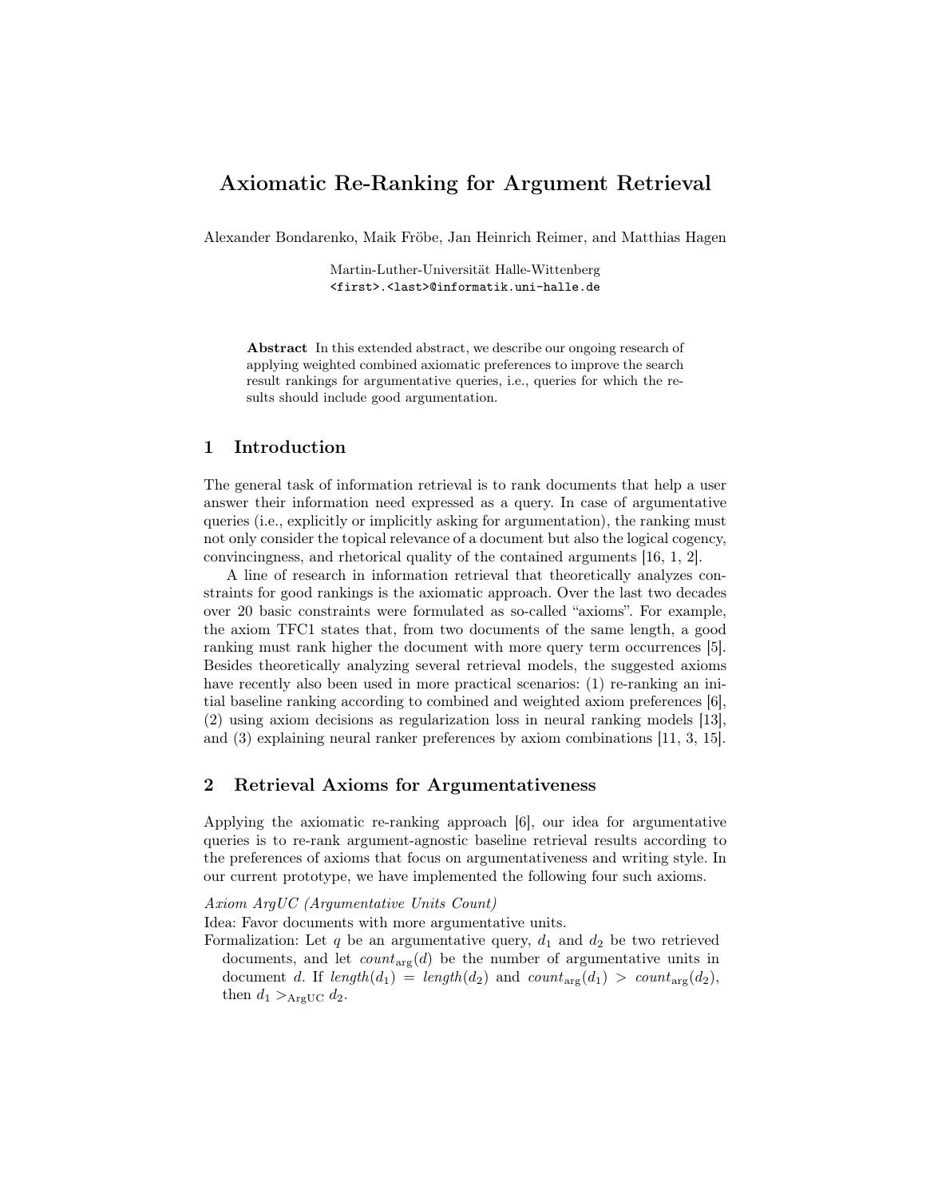# Axiomatic Re-Ranking for Argument Retrieval

Alexander Bondarenko, Maik Fröbe, Jan Heinrich Reimer, and Matthias Hagen

Martin-Luther-Universität Halle-Wittenberg
<first>.<last>@informatik.uni-halle.de

**Abstract** In this extended abstract, we describe our ongoing research of applying weighted combined axiomatic preferences to improve the search result rankings for argumentative queries, i.e., queries for which the results should include good argumentation.

## 1 Introduction

The general task of information retrieval is to rank documents that help a user answer their information need expressed as a query. In case of argumentative queries (i.e., explicitly or implicitly asking for argumentation), the ranking must not only consider the topical relevance of a document but also the logical cogency, convincingness, and rhetorical quality of the contained arguments [16, 1, 2].

A line of research in information retrieval that theoretically analyzes constraints for good rankings is the axiomatic approach. Over the last two decades over 20 basic constraints were formulated as so-called "axioms". For example, the axiom TFC1 states that, from two documents of the same length, a good ranking must rank higher the document with more query term occurrences [5]. Besides theoretically analyzing several retrieval models, the suggested axioms have recently also been used in more practical scenarios: (1) re-ranking an initial baseline ranking according to combined and weighted axiom preferences [6], (2) using axiom decisions as regularization loss in neural ranking models [13], and (3) explaining neural ranker preferences by axiom combinations [11, 3, 15].

## 2 Retrieval Axioms for Argumentativeness

Applying the axiomatic re-ranking approach [6], our idea for argumentative queries is to re-rank argument-agnostic baseline retrieval results according to the preferences of axioms that focus on argumentativeness and writing style. In our current prototype, we have implemented the following four such axioms.

*Axiom ArgUC (Argumentative Units Count)*

Idea: Favor documents with more argumentative units.

Formalization: Let $q$ be an argumentative query, $d_1$ and $d_2$ be two retrieved documents, and let $count_{\text{arg}}(d)$ be the number of argumentative units in document $d$. If $length(d_1) = length(d_2)$ and $count_{\text{arg}}(d_1) > count_{\text{arg}}(d_2)$, then $d_1 >_{\text{ArgUC}} d_2$.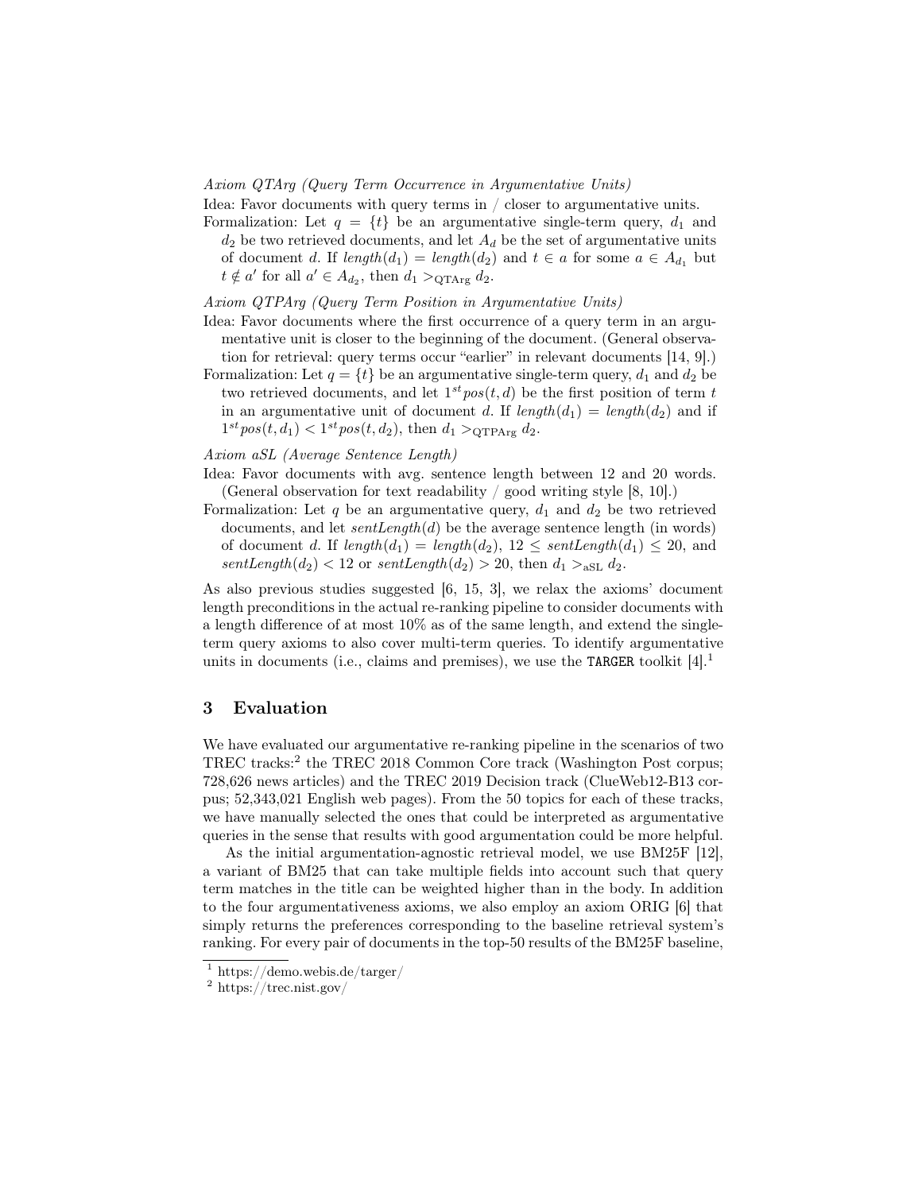*Axiom QTArg (Query Term Occurrence in Argumentative Units)*

Idea: Favor documents with query terms in / closer to argumentative units.

Formalization: Let $q = \{t\}$ be an argumentative single-term query, $d_1$ and $d_2$ be two retrieved documents, and let $A_d$ be the set of argumentative units of document $d$. If $\mathit{length}(d_1) = \mathit{length}(d_2)$ and $t \in a$ for some $a \in A_{d_1}$ but $t \notin a'$ for all $a' \in A_{d_2}$, then $d_1 >_{\text{QTArg}} d_2$.

*Axiom QTPArg (Query Term Position in Argumentative Units)*

Idea: Favor documents where the first occurrence of a query term in an argumentative unit is closer to the beginning of the document. (General observation for retrieval: query terms occur "earlier" in relevant documents [14, 9].)

Formalization: Let $q = \{t\}$ be an argumentative single-term query, $d_1$ and $d_2$ be two retrieved documents, and let $1^{st}pos(t, d)$ be the first position of term $t$ in an argumentative unit of document $d$. If $\mathit{length}(d_1) = \mathit{length}(d_2)$ and if $1^{st}pos(t, d_1) < 1^{st}pos(t, d_2)$, then $d_1 >_{\text{QTPArg}} d_2$.

*Axiom aSL (Average Sentence Length)*

Idea: Favor documents with avg. sentence length between 12 and 20 words. (General observation for text readability / good writing style [8, 10].)

Formalization: Let $q$ be an argumentative query, $d_1$ and $d_2$ be two retrieved documents, and let $\mathit{sentLength}(d)$ be the average sentence length (in words) of document $d$. If $\mathit{length}(d_1) = \mathit{length}(d_2)$, $12 \leq \mathit{sentLength}(d_1) \leq 20$, and $\mathit{sentLength}(d_2) < 12$ or $\mathit{sentLength}(d_2) > 20$, then $d_1 >_{\text{aSL}} d_2$.

As also previous studies suggested [6, 15, 3], we relax the axioms' document length preconditions in the actual re-ranking pipeline to consider documents with a length difference of at most 10% as of the same length, and extend the single-term query axioms to also cover multi-term queries. To identify argumentative units in documents (i.e., claims and premises), we use the TARGER toolkit [4].[1]

## 3 Evaluation

We have evaluated our argumentative re-ranking pipeline in the scenarios of two TREC tracks:[2] the TREC 2018 Common Core track (Washington Post corpus; 728,626 news articles) and the TREC 2019 Decision track (ClueWeb12-B13 corpus; 52,343,021 English web pages). From the 50 topics for each of these tracks, we have manually selected the ones that could be interpreted as argumentative queries in the sense that results with good argumentation could be more helpful.

As the initial argumentation-agnostic retrieval model, we use BM25F [12], a variant of BM25 that can take multiple fields into account such that query term matches in the title can be weighted higher than in the body. In addition to the four argumentativeness axioms, we also employ an axiom ORIG [6] that simply returns the preferences corresponding to the baseline retrieval system's ranking. For every pair of documents in the top-50 results of the BM25F baseline,

[1] https://demo.webis.de/targer/

[2] https://trec.nist.gov/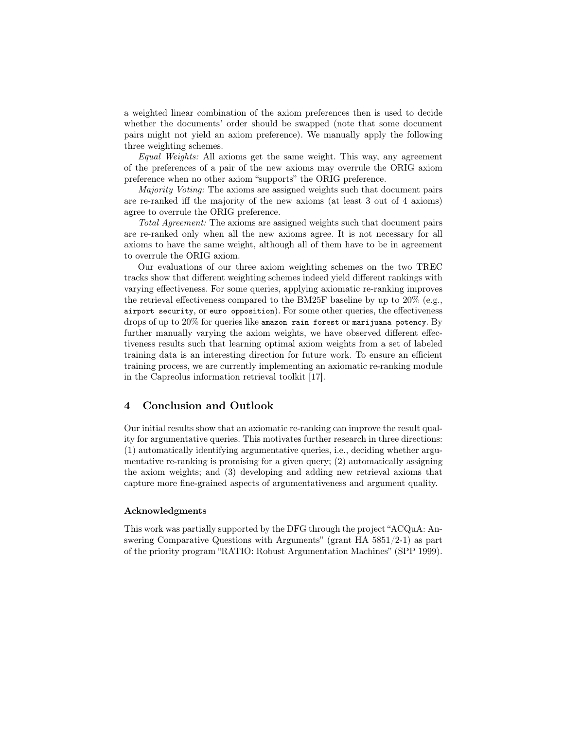a weighted linear combination of the axiom preferences then is used to decide whether the documents' order should be swapped (note that some document pairs might not yield an axiom preference). We manually apply the following three weighting schemes.

*Equal Weights:* All axioms get the same weight. This way, any agreement of the preferences of a pair of the new axioms may overrule the ORIG axiom preference when no other axiom "supports" the ORIG preference.

*Majority Voting:* The axioms are assigned weights such that document pairs are re-ranked iff the majority of the new axioms (at least 3 out of 4 axioms) agree to overrule the ORIG preference.

*Total Agreement:* The axioms are assigned weights such that document pairs are re-ranked only when all the new axioms agree. It is not necessary for all axioms to have the same weight, although all of them have to be in agreement to overrule the ORIG axiom.

Our evaluations of our three axiom weighting schemes on the two TREC tracks show that different weighting schemes indeed yield different rankings with varying effectiveness. For some queries, applying axiomatic re-ranking improves the retrieval effectiveness compared to the BM25F baseline by up to 20% (e.g., `airport security`, or `euro opposition`). For some other queries, the effectiveness drops of up to 20% for queries like `amazon rain forest` or `marijuana potency`. By further manually varying the axiom weights, we have observed different effectiveness results such that learning optimal axiom weights from a set of labeled training data is an interesting direction for future work. To ensure an efficient training process, we are currently implementing an axiomatic re-ranking module in the Capreolus information retrieval toolkit [17].

## 4 Conclusion and Outlook

Our initial results show that an axiomatic re-ranking can improve the result quality for argumentative queries. This motivates further research in three directions: (1) automatically identifying argumentative queries, i.e., deciding whether argumentative re-ranking is promising for a given query; (2) automatically assigning the axiom weights; and (3) developing and adding new retrieval axioms that capture more fine-grained aspects of argumentativeness and argument quality.

### Acknowledgments

This work was partially supported by the DFG through the project "ACQuA: Answering Comparative Questions with Arguments" (grant HA 5851/2-1) as part of the priority program "RATIO: Robust Argumentation Machines" (SPP 1999).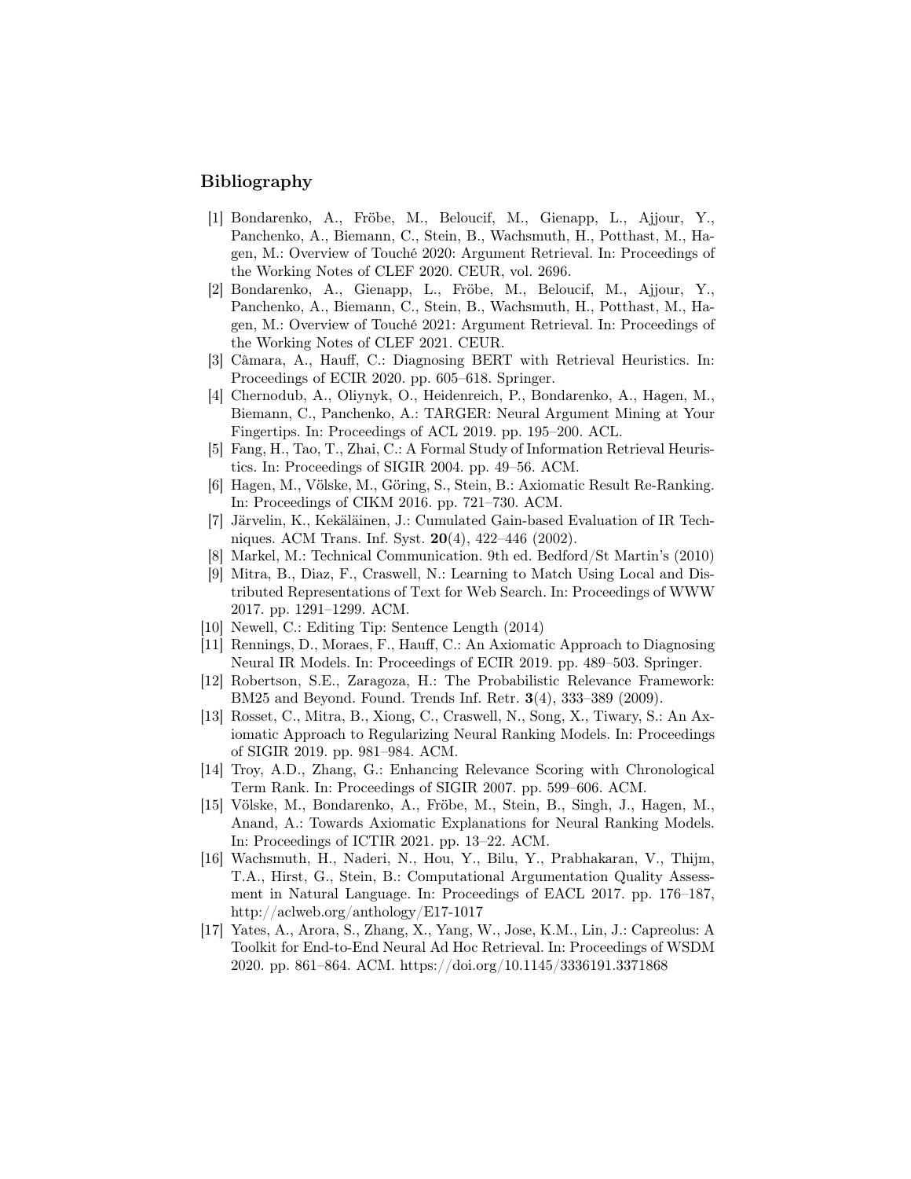## Bibliography

[1] Bondarenko, A., Fröbe, M., Beloucif, M., Gienapp, L., Ajjour, Y., Panchenko, A., Biemann, C., Stein, B., Wachsmuth, H., Potthast, M., Hagen, M.: Overview of Touché 2020: Argument Retrieval. In: Proceedings of the Working Notes of CLEF 2020. CEUR, vol. 2696.

[2] Bondarenko, A., Gienapp, L., Fröbe, M., Beloucif, M., Ajjour, Y., Panchenko, A., Biemann, C., Stein, B., Wachsmuth, H., Potthast, M., Hagen, M.: Overview of Touché 2021: Argument Retrieval. In: Proceedings of the Working Notes of CLEF 2021. CEUR.

[3] Câmara, A., Hauff, C.: Diagnosing BERT with Retrieval Heuristics. In: Proceedings of ECIR 2020. pp. 605–618. Springer.

[4] Chernodub, A., Oliynyk, O., Heidenreich, P., Bondarenko, A., Hagen, M., Biemann, C., Panchenko, A.: TARGER: Neural Argument Mining at Your Fingertips. In: Proceedings of ACL 2019. pp. 195–200. ACL.

[5] Fang, H., Tao, T., Zhai, C.: A Formal Study of Information Retrieval Heuristics. In: Proceedings of SIGIR 2004. pp. 49–56. ACM.

[6] Hagen, M., Völske, M., Göring, S., Stein, B.: Axiomatic Result Re-Ranking. In: Proceedings of CIKM 2016. pp. 721–730. ACM.

[7] Järvelin, K., Kekäläinen, J.: Cumulated Gain-based Evaluation of IR Techniques. ACM Trans. Inf. Syst. **20**(4), 422–446 (2002).

[8] Markel, M.: Technical Communication. 9th ed. Bedford/St Martin's (2010)

[9] Mitra, B., Diaz, F., Craswell, N.: Learning to Match Using Local and Distributed Representations of Text for Web Search. In: Proceedings of WWW 2017. pp. 1291–1299. ACM.

[10] Newell, C.: Editing Tip: Sentence Length (2014)

[11] Rennings, D., Moraes, F., Hauff, C.: An Axiomatic Approach to Diagnosing Neural IR Models. In: Proceedings of ECIR 2019. pp. 489–503. Springer.

[12] Robertson, S.E., Zaragoza, H.: The Probabilistic Relevance Framework: BM25 and Beyond. Found. Trends Inf. Retr. **3**(4), 333–389 (2009).

[13] Rosset, C., Mitra, B., Xiong, C., Craswell, N., Song, X., Tiwary, S.: An Axiomatic Approach to Regularizing Neural Ranking Models. In: Proceedings of SIGIR 2019. pp. 981–984. ACM.

[14] Troy, A.D., Zhang, G.: Enhancing Relevance Scoring with Chronological Term Rank. In: Proceedings of SIGIR 2007. pp. 599–606. ACM.

[15] Völske, M., Bondarenko, A., Fröbe, M., Stein, B., Singh, J., Hagen, M., Anand, A.: Towards Axiomatic Explanations for Neural Ranking Models. In: Proceedings of ICTIR 2021. pp. 13–22. ACM.

[16] Wachsmuth, H., Naderi, N., Hou, Y., Bilu, Y., Prabhakaran, V., Thijm, T.A., Hirst, G., Stein, B.: Computational Argumentation Quality Assessment in Natural Language. In: Proceedings of EACL 2017. pp. 176–187, http://aclweb.org/anthology/E17-1017

[17] Yates, A., Arora, S., Zhang, X., Yang, W., Jose, K.M., Lin, J.: Capreolus: A Toolkit for End-to-End Neural Ad Hoc Retrieval. In: Proceedings of WSDM 2020. pp. 861–864. ACM. https://doi.org/10.1145/3336191.3371868